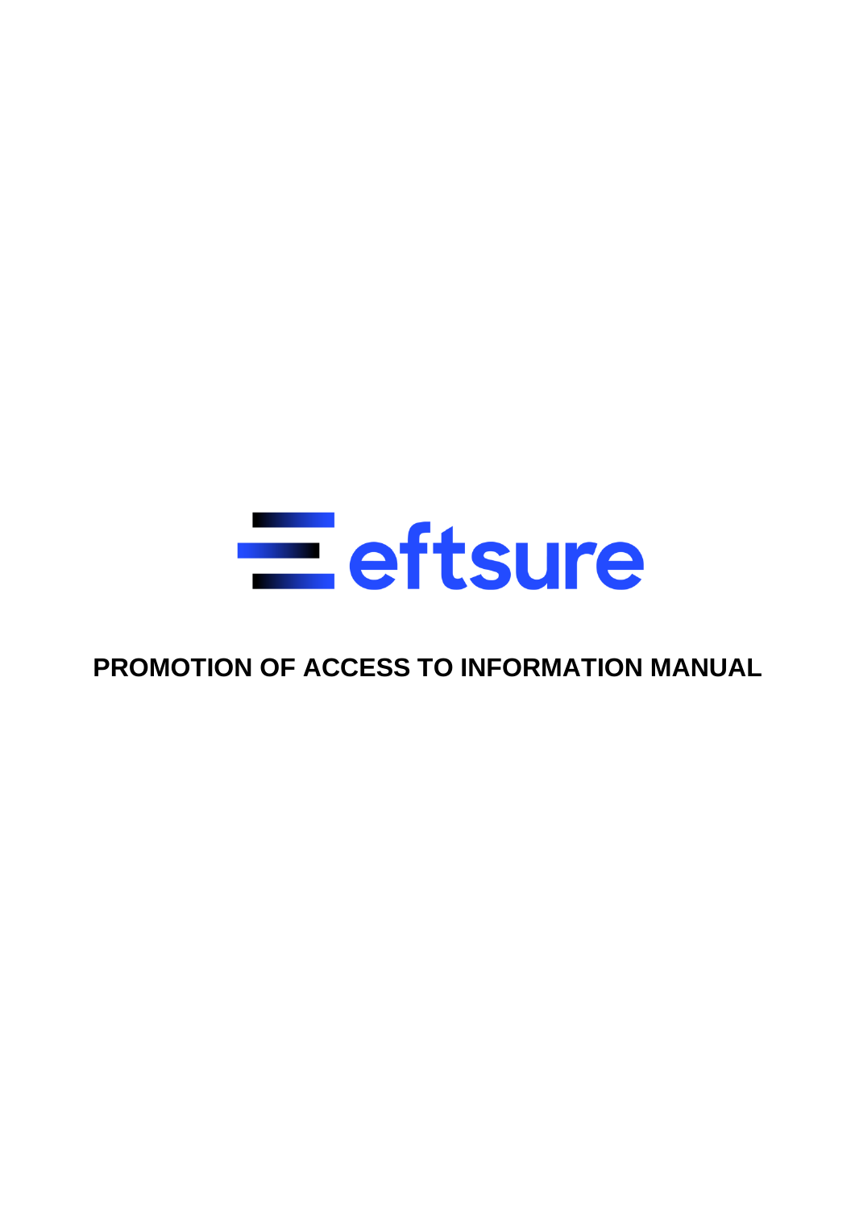eftsure

# PROMOTION OF ACCESS TO INFORMATION MANUAL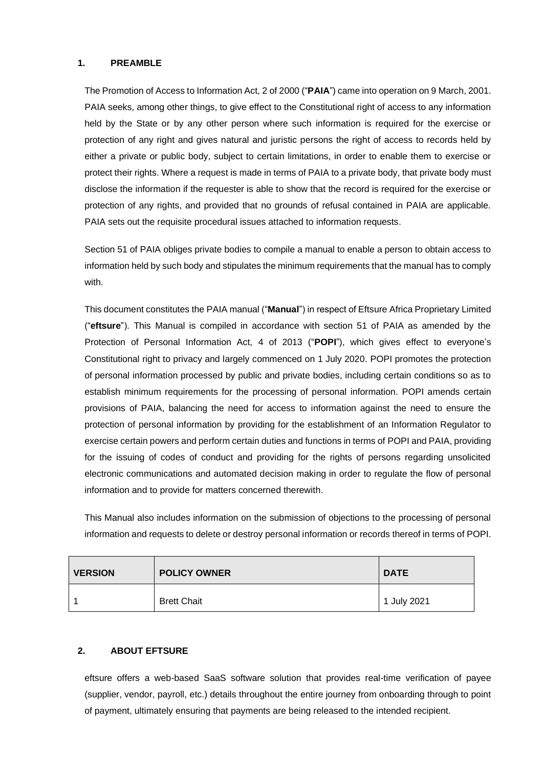## 1. PREAMBLE

The Promotion of Access to Information Act, 2 of 2000 ("**PAIA**") came into operation on 9 March, 2001. PAIA seeks, among other things, to give effect to the Constitutional right of access to any information held by the State or by any other person where such information is required for the exercise or protection of any right and gives natural and juristic persons the right of access to records held by either a private or public body, subject to certain limitations, in order to enable them to exercise or protect their rights. Where a request is made in terms of PAIA to a private body, that private body must disclose the information if the requester is able to show that the record is required for the exercise or protection of any rights, and provided that no grounds of refusal contained in PAIA are applicable. PAIA sets out the requisite procedural issues attached to information requests.

Section 51 of PAIA obliges private bodies to compile a manual to enable a person to obtain access to information held by such body and stipulates the minimum requirements that the manual has to comply with.

This document constitutes the PAIA manual ("**Manual**") in respect of Eftsure Africa Proprietary Limited ("**eftsure**"). This Manual is compiled in accordance with section 51 of PAIA as amended by the Protection of Personal Information Act, 4 of 2013 ("**POPI**"), which gives effect to everyone's Constitutional right to privacy and largely commenced on 1 July 2020. POPI promotes the protection of personal information processed by public and private bodies, including certain conditions so as to establish minimum requirements for the processing of personal information. POPI amends certain provisions of PAIA, balancing the need for access to information against the need to ensure the protection of personal information by providing for the establishment of an Information Regulator to exercise certain powers and perform certain duties and functions in terms of POPI and PAIA, providing for the issuing of codes of conduct and providing for the rights of persons regarding unsolicited electronic communications and automated decision making in order to regulate the flow of personal information and to provide for matters concerned therewith.

This Manual also includes information on the submission of objections to the processing of personal information and requests to delete or destroy personal information or records thereof in terms of POPI.

| VERSION | POLICY OWNER | DATE |
|---|---|---|
| 1 | Brett Chait | 1 July 2021 |

## 2. ABOUT EFTSURE

eftsure offers a web-based SaaS software solution that provides real-time verification of payee (supplier, vendor, payroll, etc.) details throughout the entire journey from onboarding through to point of payment, ultimately ensuring that payments are being released to the intended recipient.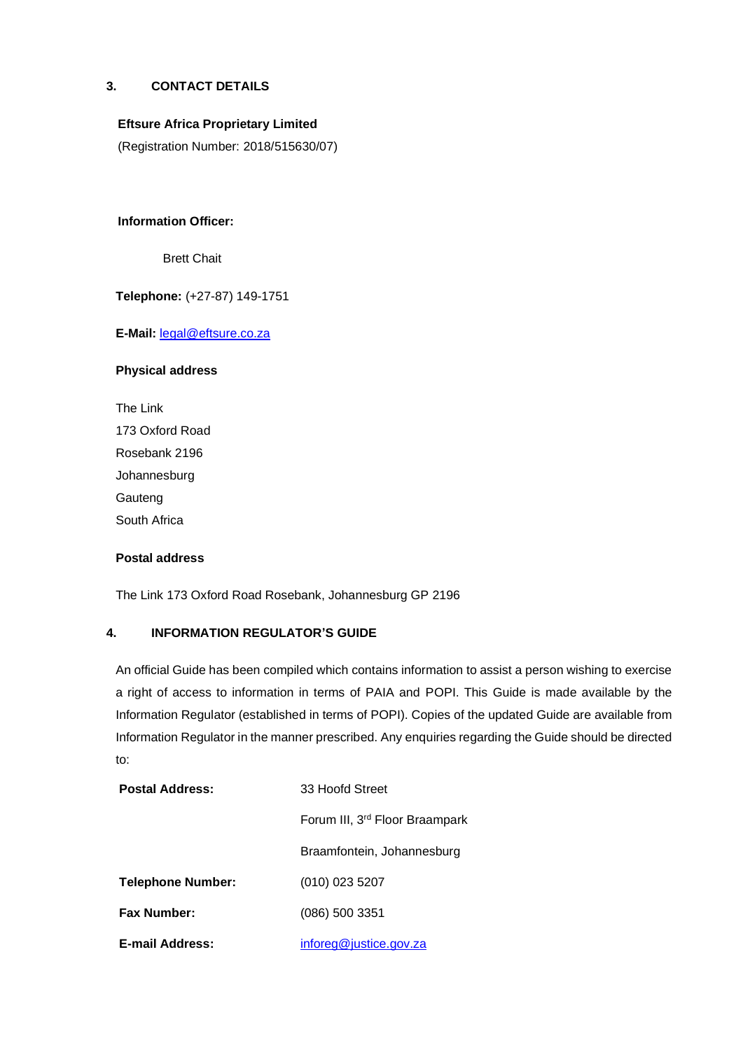## 3. CONTACT DETAILS

**Eftsure Africa Proprietary Limited**

(Registration Number: 2018/515630/07)

**Information Officer:**

Brett Chait

**Telephone:** (+27-87) 149-1751

**E-Mail:** legal@eftsure.co.za

**Physical address**

The Link  
173 Oxford Road  
Rosebank 2196  
Johannesburg  
Gauteng  
South Africa

**Postal address**

The Link 173 Oxford Road Rosebank, Johannesburg GP 2196

## 4. INFORMATION REGULATOR'S GUIDE

An official Guide has been compiled which contains information to assist a person wishing to exercise a right of access to information in terms of PAIA and POPI. This Guide is made available by the Information Regulator (established in terms of POPI). Copies of the updated Guide are available from Information Regulator in the manner prescribed. Any enquiries regarding the Guide should be directed to:

| | |
|---|---|
| **Postal Address:** | 33 Hoofd Street<br>Forum III, 3rd Floor Braampark<br>Braamfontein, Johannesburg |
| **Telephone Number:** | (010) 023 5207 |
| **Fax Number:** | (086) 500 3351 |
| **E-mail Address:** | inforeg@justice.gov.za |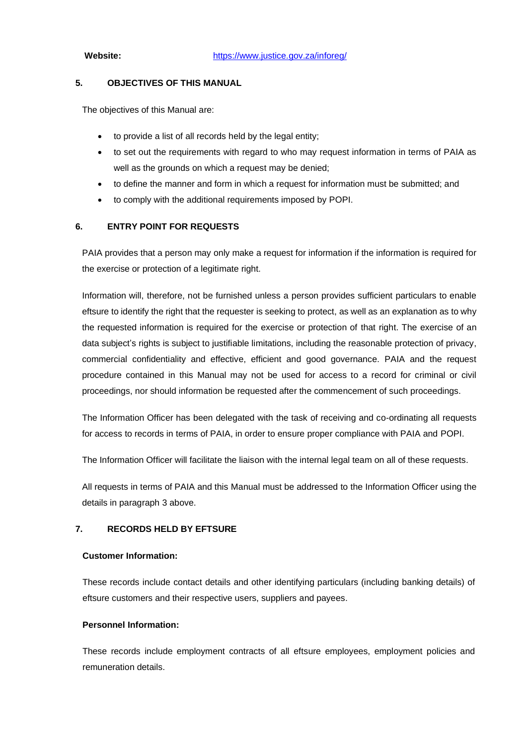**Website:** https://www.justice.gov.za/inforeg/

## 5. OBJECTIVES OF THIS MANUAL

The objectives of this Manual are:

- to provide a list of all records held by the legal entity;
- to set out the requirements with regard to who may request information in terms of PAIA as well as the grounds on which a request may be denied;
- to define the manner and form in which a request for information must be submitted; and
- to comply with the additional requirements imposed by POPI.

## 6. ENTRY POINT FOR REQUESTS

PAIA provides that a person may only make a request for information if the information is required for the exercise or protection of a legitimate right.

Information will, therefore, not be furnished unless a person provides sufficient particulars to enable eftsure to identify the right that the requester is seeking to protect, as well as an explanation as to why the requested information is required for the exercise or protection of that right. The exercise of an data subject's rights is subject to justifiable limitations, including the reasonable protection of privacy, commercial confidentiality and effective, efficient and good governance. PAIA and the request procedure contained in this Manual may not be used for access to a record for criminal or civil proceedings, nor should information be requested after the commencement of such proceedings.

The Information Officer has been delegated with the task of receiving and co-ordinating all requests for access to records in terms of PAIA, in order to ensure proper compliance with PAIA and POPI.

The Information Officer will facilitate the liaison with the internal legal team on all of these requests.

All requests in terms of PAIA and this Manual must be addressed to the Information Officer using the details in paragraph 3 above.

## 7. RECORDS HELD BY EFTSURE

**Customer Information:**

These records include contact details and other identifying particulars (including banking details) of eftsure customers and their respective users, suppliers and payees.

**Personnel Information:**

These records include employment contracts of all eftsure employees, employment policies and remuneration details.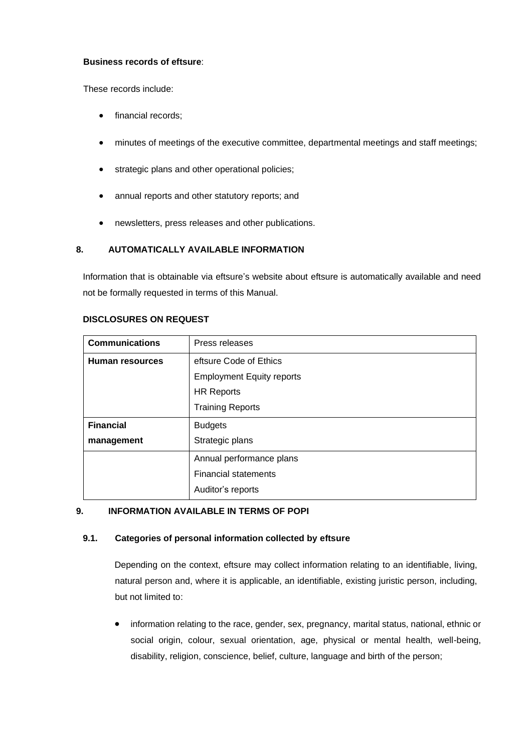**Business records of eftsure**:

These records include:

- financial records;
- minutes of meetings of the executive committee, departmental meetings and staff meetings;
- strategic plans and other operational policies;
- annual reports and other statutory reports; and
- newsletters, press releases and other publications.

## 8. AUTOMATICALLY AVAILABLE INFORMATION

Information that is obtainable via eftsure's website about eftsure is automatically available and need not be formally requested in terms of this Manual.

**DISCLOSURES ON REQUEST**

| **Communications** | Press releases |
|---|---|
| **Human resources** | eftsure Code of Ethics<br>Employment Equity reports<br>HR Reports<br>Training Reports |
| **Financial management** | Budgets<br>Strategic plans |
| | Annual performance plans<br>Financial statements<br>Auditor's reports |

## 9. INFORMATION AVAILABLE IN TERMS OF POPI

### 9.1. Categories of personal information collected by eftsure

Depending on the context, eftsure may collect information relating to an identifiable, living, natural person and, where it is applicable, an identifiable, existing juristic person, including, but not limited to:

- information relating to the race, gender, sex, pregnancy, marital status, national, ethnic or social origin, colour, sexual orientation, age, physical or mental health, well-being, disability, religion, conscience, belief, culture, language and birth of the person;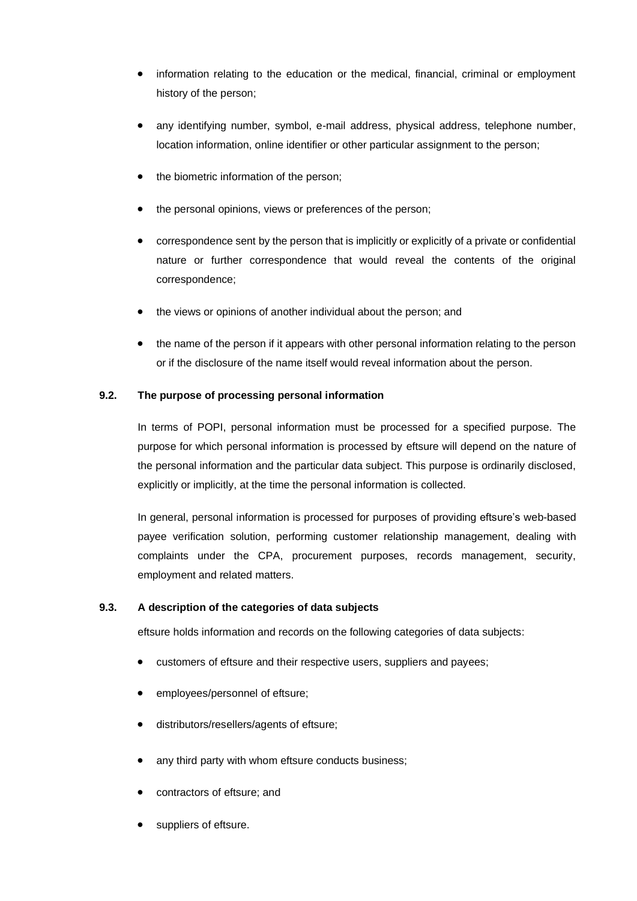- information relating to the education or the medical, financial, criminal or employment history of the person;
- any identifying number, symbol, e-mail address, physical address, telephone number, location information, online identifier or other particular assignment to the person;
- the biometric information of the person;
- the personal opinions, views or preferences of the person;
- correspondence sent by the person that is implicitly or explicitly of a private or confidential nature or further correspondence that would reveal the contents of the original correspondence;
- the views or opinions of another individual about the person; and
- the name of the person if it appears with other personal information relating to the person or if the disclosure of the name itself would reveal information about the person.

**9.2. The purpose of processing personal information**

In terms of POPI, personal information must be processed for a specified purpose. The purpose for which personal information is processed by eftsure will depend on the nature of the personal information and the particular data subject. This purpose is ordinarily disclosed, explicitly or implicitly, at the time the personal information is collected.

In general, personal information is processed for purposes of providing eftsure's web-based payee verification solution, performing customer relationship management, dealing with complaints under the CPA, procurement purposes, records management, security, employment and related matters.

**9.3. A description of the categories of data subjects**

eftsure holds information and records on the following categories of data subjects:

- customers of eftsure and their respective users, suppliers and payees;
- employees/personnel of eftsure;
- distributors/resellers/agents of eftsure;
- any third party with whom eftsure conducts business;
- contractors of eftsure; and
- suppliers of eftsure.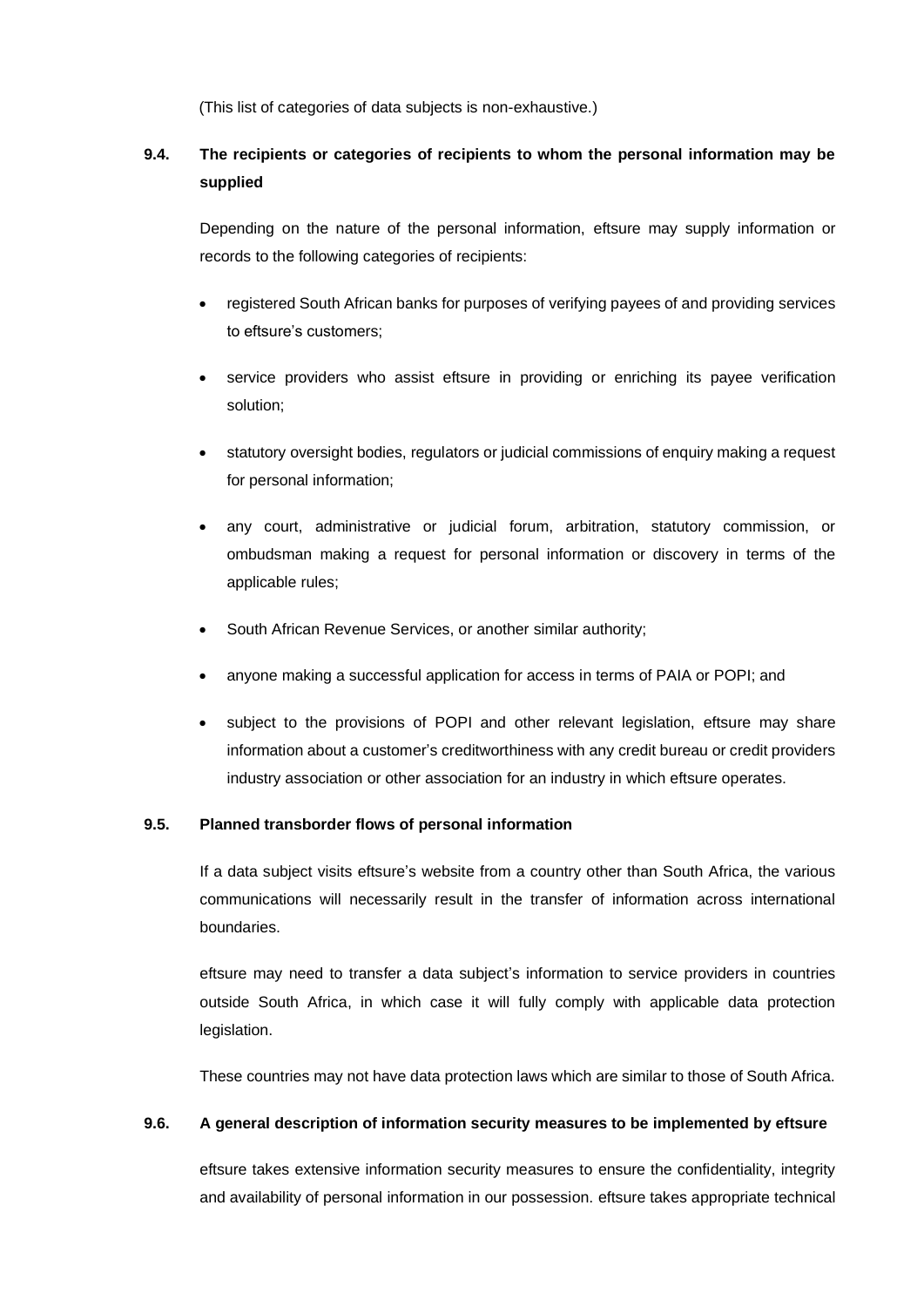(This list of categories of data subjects is non-exhaustive.)

### 9.4. The recipients or categories of recipients to whom the personal information may be supplied

Depending on the nature of the personal information, eftsure may supply information or records to the following categories of recipients:

- registered South African banks for purposes of verifying payees of and providing services to eftsure's customers;
- service providers who assist eftsure in providing or enriching its payee verification solution;
- statutory oversight bodies, regulators or judicial commissions of enquiry making a request for personal information;
- any court, administrative or judicial forum, arbitration, statutory commission, or ombudsman making a request for personal information or discovery in terms of the applicable rules;
- South African Revenue Services, or another similar authority;
- anyone making a successful application for access in terms of PAIA or POPI; and
- subject to the provisions of POPI and other relevant legislation, eftsure may share information about a customer's creditworthiness with any credit bureau or credit providers industry association or other association for an industry in which eftsure operates.

### 9.5. Planned transborder flows of personal information

If a data subject visits eftsure's website from a country other than South Africa, the various communications will necessarily result in the transfer of information across international boundaries.

eftsure may need to transfer a data subject's information to service providers in countries outside South Africa, in which case it will fully comply with applicable data protection legislation.

These countries may not have data protection laws which are similar to those of South Africa.

### 9.6. A general description of information security measures to be implemented by eftsure

eftsure takes extensive information security measures to ensure the confidentiality, integrity and availability of personal information in our possession. eftsure takes appropriate technical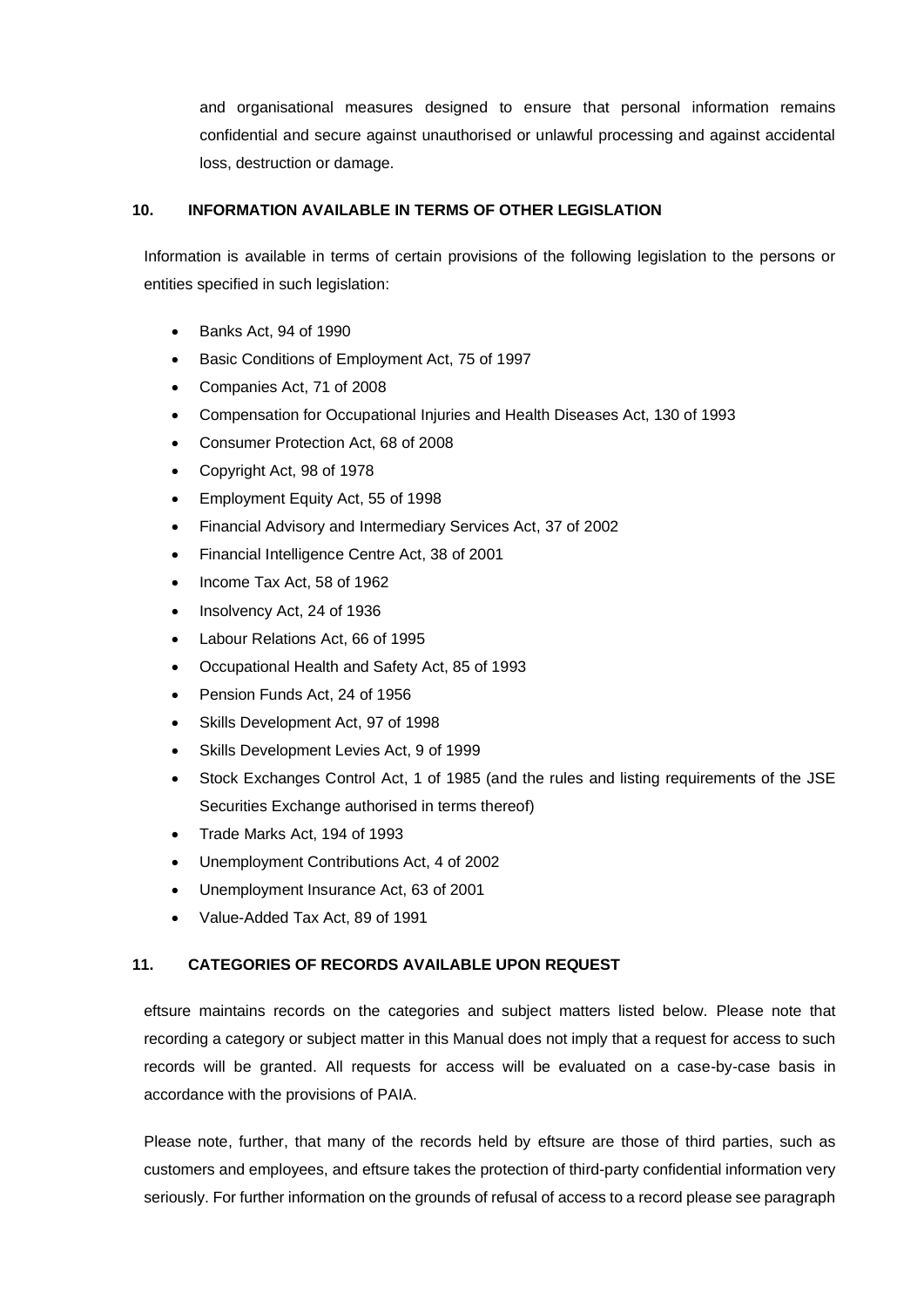and organisational measures designed to ensure that personal information remains confidential and secure against unauthorised or unlawful processing and against accidental loss, destruction or damage.

## 10. INFORMATION AVAILABLE IN TERMS OF OTHER LEGISLATION

Information is available in terms of certain provisions of the following legislation to the persons or entities specified in such legislation:

- Banks Act, 94 of 1990
- Basic Conditions of Employment Act, 75 of 1997
- Companies Act, 71 of 2008
- Compensation for Occupational Injuries and Health Diseases Act, 130 of 1993
- Consumer Protection Act, 68 of 2008
- Copyright Act, 98 of 1978
- Employment Equity Act, 55 of 1998
- Financial Advisory and Intermediary Services Act, 37 of 2002
- Financial Intelligence Centre Act, 38 of 2001
- Income Tax Act, 58 of 1962
- Insolvency Act, 24 of 1936
- Labour Relations Act, 66 of 1995
- Occupational Health and Safety Act, 85 of 1993
- Pension Funds Act, 24 of 1956
- Skills Development Act, 97 of 1998
- Skills Development Levies Act, 9 of 1999
- Stock Exchanges Control Act, 1 of 1985 (and the rules and listing requirements of the JSE Securities Exchange authorised in terms thereof)
- Trade Marks Act, 194 of 1993
- Unemployment Contributions Act, 4 of 2002
- Unemployment Insurance Act, 63 of 2001
- Value-Added Tax Act, 89 of 1991

## 11. CATEGORIES OF RECORDS AVAILABLE UPON REQUEST

eftsure maintains records on the categories and subject matters listed below. Please note that recording a category or subject matter in this Manual does not imply that a request for access to such records will be granted. All requests for access will be evaluated on a case-by-case basis in accordance with the provisions of PAIA.

Please note, further, that many of the records held by eftsure are those of third parties, such as customers and employees, and eftsure takes the protection of third-party confidential information very seriously. For further information on the grounds of refusal of access to a record please see paragraph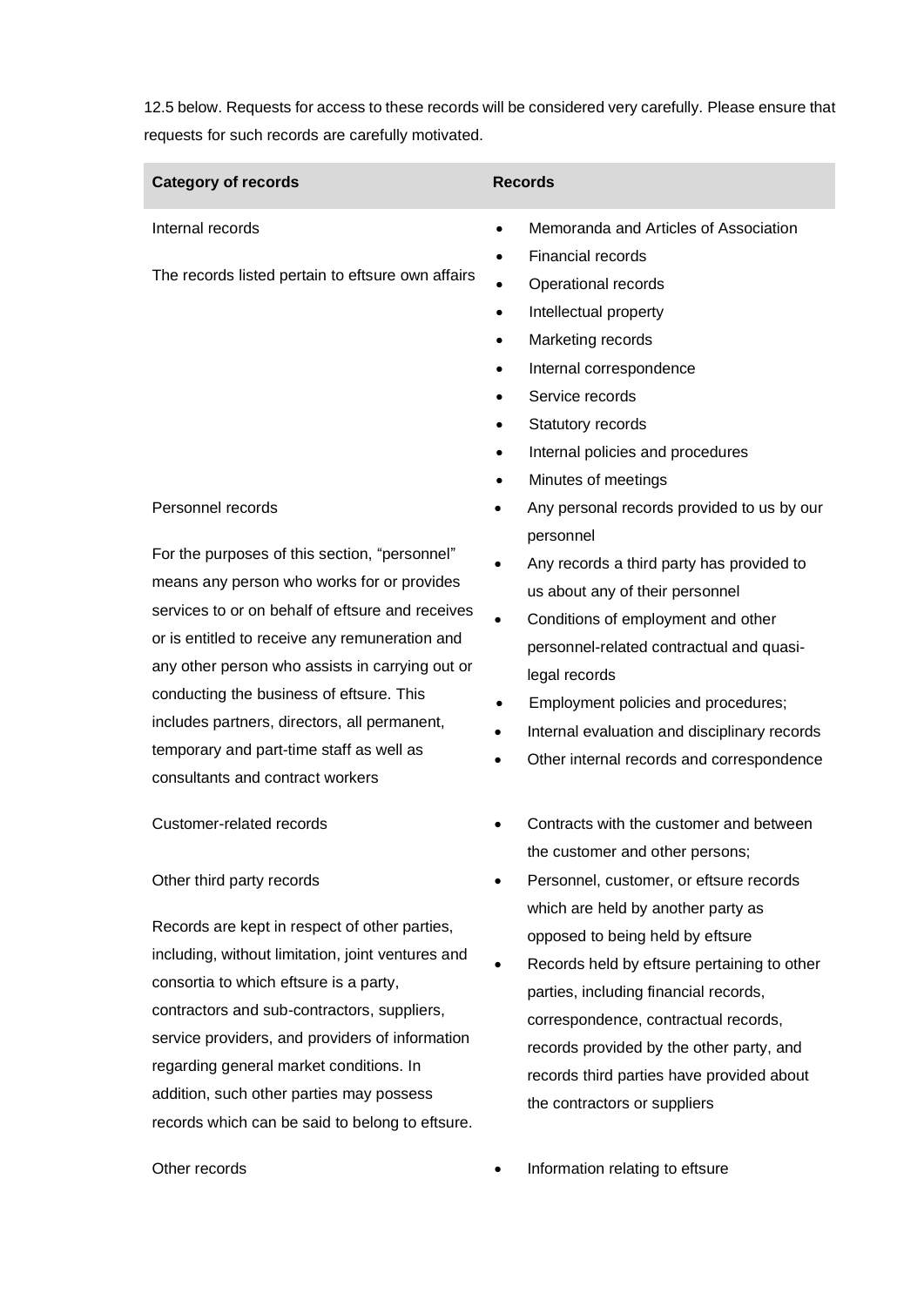12.5 below. Requests for access to these records will be considered very carefully. Please ensure that requests for such records are carefully motivated.

| Category of records | Records |
| --- | --- |
| Internal records<br><br>The records listed pertain to eftsure own affairs | • Memoranda and Articles of Association<br>• Financial records<br>• Operational records<br>• Intellectual property<br>• Marketing records<br>• Internal correspondence<br>• Service records<br>• Statutory records<br>• Internal policies and procedures<br>• Minutes of meetings |
| Personnel records<br><br>For the purposes of this section, "personnel" means any person who works for or provides services to or on behalf of eftsure and receives or is entitled to receive any remuneration and any other person who assists in carrying out or conducting the business of eftsure. This includes partners, directors, all permanent, temporary and part-time staff as well as consultants and contract workers | • Any personal records provided to us by our personnel<br>• Any records a third party has provided to us about any of their personnel<br>• Conditions of employment and other personnel-related contractual and quasi-legal records<br>• Employment policies and procedures;<br>• Internal evaluation and disciplinary records<br>• Other internal records and correspondence |
| Customer-related records | • Contracts with the customer and between the customer and other persons; |
| Other third party records<br><br>Records are kept in respect of other parties, including, without limitation, joint ventures and consortia to which eftsure is a party, contractors and sub-contractors, suppliers, service providers, and providers of information regarding general market conditions. In addition, such other parties may possess records which can be said to belong to eftsure. | • Personnel, customer, or eftsure records which are held by another party as opposed to being held by eftsure<br>• Records held by eftsure pertaining to other parties, including financial records, correspondence, contractual records, records provided by the other party, and records third parties have provided about the contractors or suppliers |
| Other records | • Information relating to eftsure |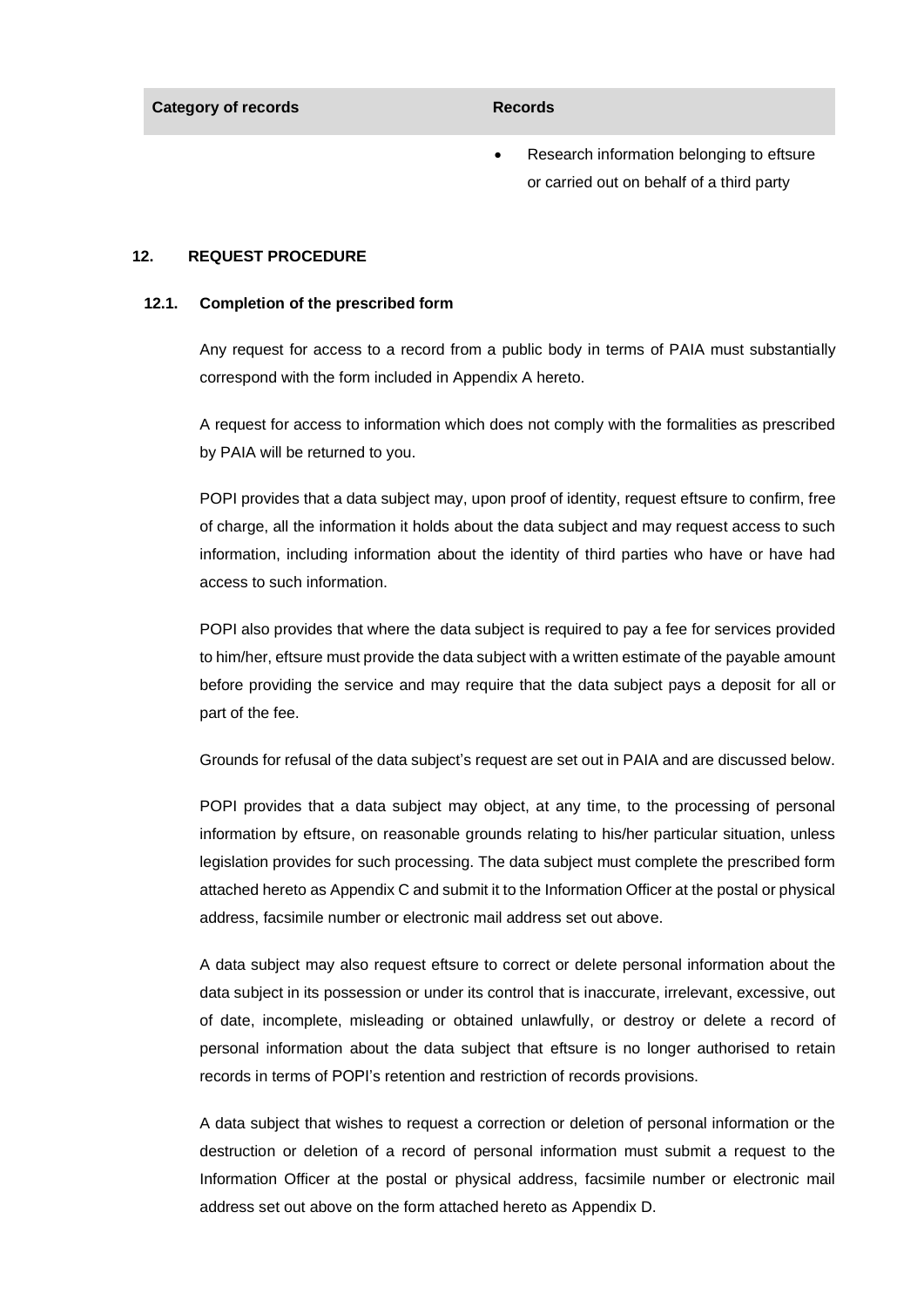| Category of records | Records |
| --- | --- |
| | • Research information belonging to eftsure or carried out on behalf of a third party |

## 12. REQUEST PROCEDURE

### 12.1. Completion of the prescribed form

Any request for access to a record from a public body in terms of PAIA must substantially correspond with the form included in Appendix A hereto.

A request for access to information which does not comply with the formalities as prescribed by PAIA will be returned to you.

POPI provides that a data subject may, upon proof of identity, request eftsure to confirm, free of charge, all the information it holds about the data subject and may request access to such information, including information about the identity of third parties who have or have had access to such information.

POPI also provides that where the data subject is required to pay a fee for services provided to him/her, eftsure must provide the data subject with a written estimate of the payable amount before providing the service and may require that the data subject pays a deposit for all or part of the fee.

Grounds for refusal of the data subject's request are set out in PAIA and are discussed below.

POPI provides that a data subject may object, at any time, to the processing of personal information by eftsure, on reasonable grounds relating to his/her particular situation, unless legislation provides for such processing. The data subject must complete the prescribed form attached hereto as Appendix C and submit it to the Information Officer at the postal or physical address, facsimile number or electronic mail address set out above.

A data subject may also request eftsure to correct or delete personal information about the data subject in its possession or under its control that is inaccurate, irrelevant, excessive, out of date, incomplete, misleading or obtained unlawfully, or destroy or delete a record of personal information about the data subject that eftsure is no longer authorised to retain records in terms of POPI's retention and restriction of records provisions.

A data subject that wishes to request a correction or deletion of personal information or the destruction or deletion of a record of personal information must submit a request to the Information Officer at the postal or physical address, facsimile number or electronic mail address set out above on the form attached hereto as Appendix D.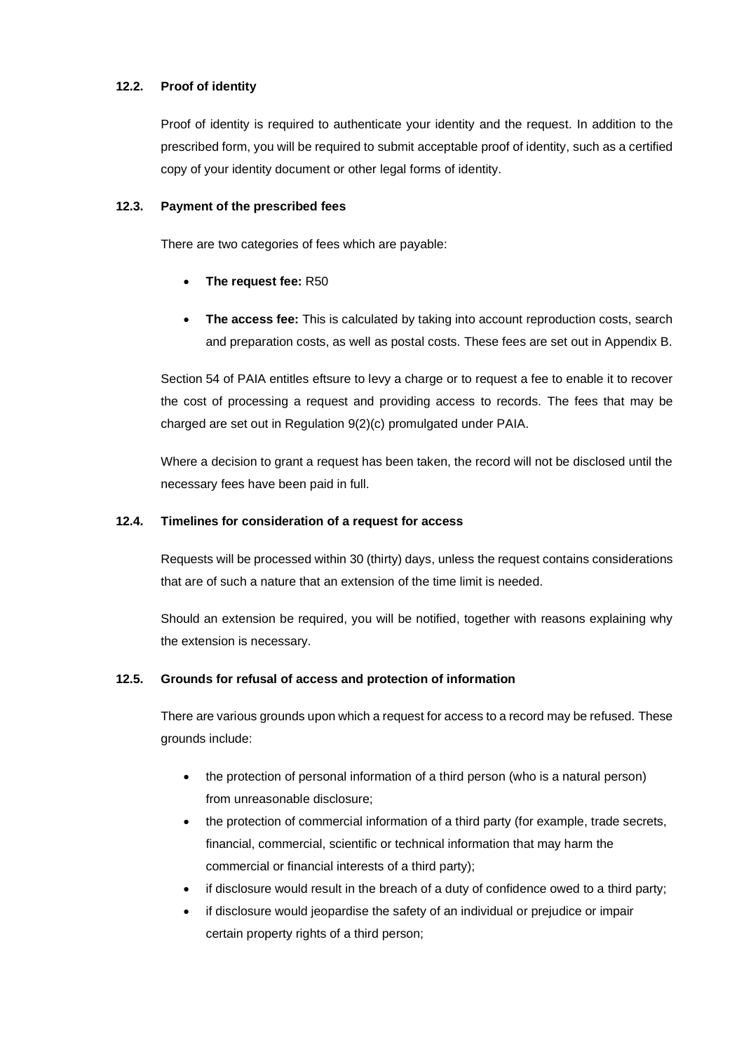### 12.2. Proof of identity

Proof of identity is required to authenticate your identity and the request. In addition to the prescribed form, you will be required to submit acceptable proof of identity, such as a certified copy of your identity document or other legal forms of identity.

### 12.3. Payment of the prescribed fees

There are two categories of fees which are payable:

- **The request fee:** R50
- **The access fee:** This is calculated by taking into account reproduction costs, search and preparation costs, as well as postal costs. These fees are set out in Appendix B.

Section 54 of PAIA entitles eftsure to levy a charge or to request a fee to enable it to recover the cost of processing a request and providing access to records. The fees that may be charged are set out in Regulation 9(2)(c) promulgated under PAIA.

Where a decision to grant a request has been taken, the record will not be disclosed until the necessary fees have been paid in full.

### 12.4. Timelines for consideration of a request for access

Requests will be processed within 30 (thirty) days, unless the request contains considerations that are of such a nature that an extension of the time limit is needed.

Should an extension be required, you will be notified, together with reasons explaining why the extension is necessary.

### 12.5. Grounds for refusal of access and protection of information

There are various grounds upon which a request for access to a record may be refused. These grounds include:

- the protection of personal information of a third person (who is a natural person) from unreasonable disclosure;
- the protection of commercial information of a third party (for example, trade secrets, financial, commercial, scientific or technical information that may harm the commercial or financial interests of a third party);
- if disclosure would result in the breach of a duty of confidence owed to a third party;
- if disclosure would jeopardise the safety of an individual or prejudice or impair certain property rights of a third person;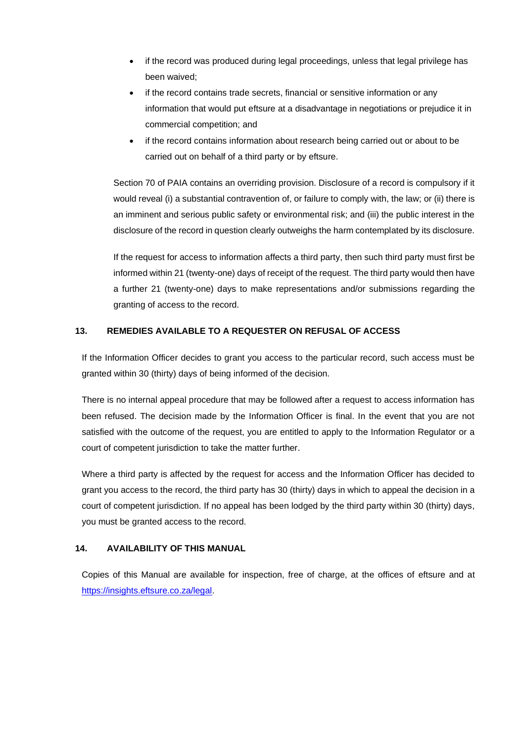- if the record was produced during legal proceedings, unless that legal privilege has been waived;
- if the record contains trade secrets, financial or sensitive information or any information that would put eftsure at a disadvantage in negotiations or prejudice it in commercial competition; and
- if the record contains information about research being carried out or about to be carried out on behalf of a third party or by eftsure.

Section 70 of PAIA contains an overriding provision. Disclosure of a record is compulsory if it would reveal (i) a substantial contravention of, or failure to comply with, the law; or (ii) there is an imminent and serious public safety or environmental risk; and (iii) the public interest in the disclosure of the record in question clearly outweighs the harm contemplated by its disclosure.

If the request for access to information affects a third party, then such third party must first be informed within 21 (twenty-one) days of receipt of the request. The third party would then have a further 21 (twenty-one) days to make representations and/or submissions regarding the granting of access to the record.

## 13. REMEDIES AVAILABLE TO A REQUESTER ON REFUSAL OF ACCESS

If the Information Officer decides to grant you access to the particular record, such access must be granted within 30 (thirty) days of being informed of the decision.

There is no internal appeal procedure that may be followed after a request to access information has been refused. The decision made by the Information Officer is final. In the event that you are not satisfied with the outcome of the request, you are entitled to apply to the Information Regulator or a court of competent jurisdiction to take the matter further.

Where a third party is affected by the request for access and the Information Officer has decided to grant you access to the record, the third party has 30 (thirty) days in which to appeal the decision in a court of competent jurisdiction. If no appeal has been lodged by the third party within 30 (thirty) days, you must be granted access to the record.

## 14. AVAILABILITY OF THIS MANUAL

Copies of this Manual are available for inspection, free of charge, at the offices of eftsure and at https://insights.eftsure.co.za/legal.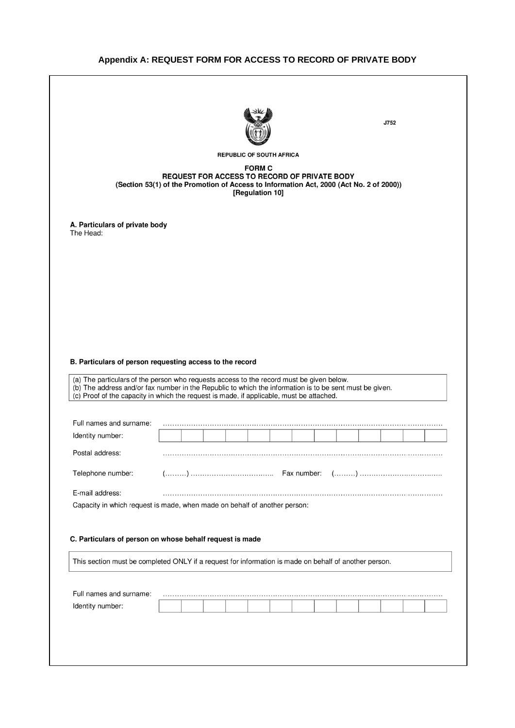## Appendix A: REQUEST FORM FOR ACCESS TO RECORD OF PRIVATE BODY

J752

REPUBLIC OF SOUTH AFRICA

**FORM C**
**REQUEST FOR ACCESS TO RECORD OF PRIVATE BODY**
**(Section 53(1) of the Promotion of Access to Information Act, 2000 (Act No. 2 of 2000))**
**[Regulation 10]**

### A. Particulars of private body

The Head:

### B. Particulars of person requesting access to the record

(a) The particulars of the person who requests access to the record must be given below.
(b) The address and/or fax number in the Republic to which the information is to be sent must be given.
(c) Proof of the capacity in which the request is made, if applicable, must be attached.

Full names and surname: ……………………………………………………………………………………………………

Identity number:

| | | | | | | | | | | | | |
|---|---|---|---|---|---|---|---|---|---|---|---|---|
| | | | | | | | | | | | | |

Postal address: ……………………………………………………………………………………………………

Telephone number: (………) ………………………………… Fax number: (………) …………………………………

E-mail address: ……………………………………………………………………………………………………

Capacity in which request is made, when made on behalf of another person:

### C. Particulars of person on whose behalf request is made

This section must be completed ONLY if a request for information is made on behalf of another person.

Full names and surname: ……………………………………………………………………………………………………

Identity number:

| | | | | | | | | | | | | |
|---|---|---|---|---|---|---|---|---|---|---|---|---|
| | | | | | | | | | | | | |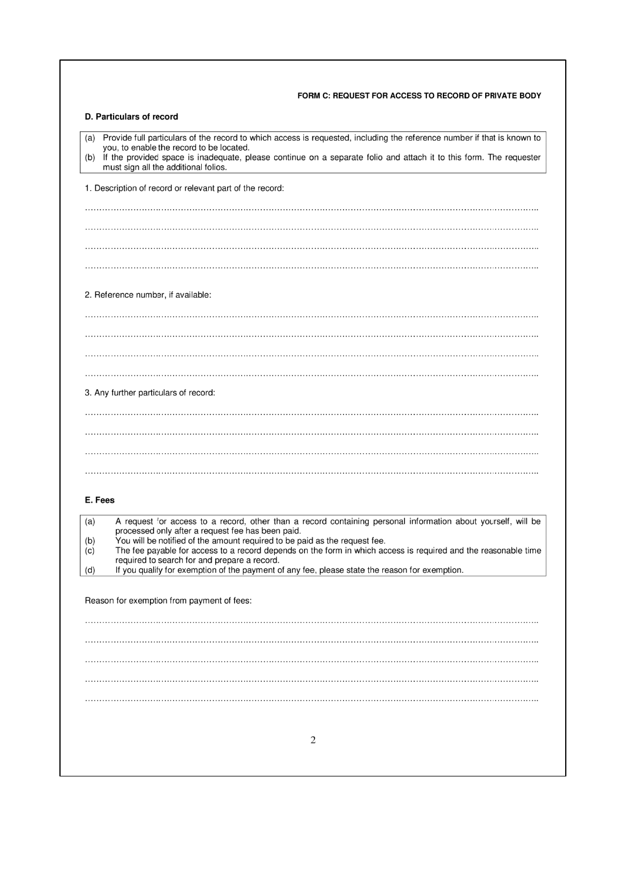**FORM C: REQUEST FOR ACCESS TO RECORD OF PRIVATE BODY**

**D. Particulars of record**

(a) Provide full particulars of the record to which access is requested, including the reference number if that is known to you, to enable the record to be located.
(b) If the provided space is inadequate, please continue on a separate folio and attach it to this form. The requester must sign all the additional folios.

1. Description of record or relevant part of the record:

…………………………………………………………………………………………………………………………………………………..

…………………………………………………………………………………………………………………………………………………..

…………………………………………………………………………………………………………………………………………………..

…………………………………………………………………………………………………………………………………………………..

2. Reference number, if available:

…………………………………………………………………………………………………………………………………………………..

…………………………………………………………………………………………………………………………………………………..

…………………………………………………………………………………………………………………………………………………..

…………………………………………………………………………………………………………………………………………………..

3. Any further particulars of record:

…………………………………………………………………………………………………………………………………………………..

…………………………………………………………………………………………………………………………………………………..

…………………………………………………………………………………………………………………………………………………..

…………………………………………………………………………………………………………………………………………………..

**E. Fees**

(a) A request for access to a record, other than a record containing personal information about yourself, will be processed only after a request fee has been paid.
(b) You will be notified of the amount required to be paid as the request fee.
(c) The fee payable for access to a record depends on the form in which access is required and the reasonable time required to search for and prepare a record.
(d) If you qualify for exemption of the payment of any fee, please state the reason for exemption.

Reason for exemption from payment of fees:

…………………………………………………………………………………………………………………………………………………..

…………………………………………………………………………………………………………………………………………………..

…………………………………………………………………………………………………………………………………………………..

…………………………………………………………………………………………………………………………………………………..

…………………………………………………………………………………………………………………………………………………..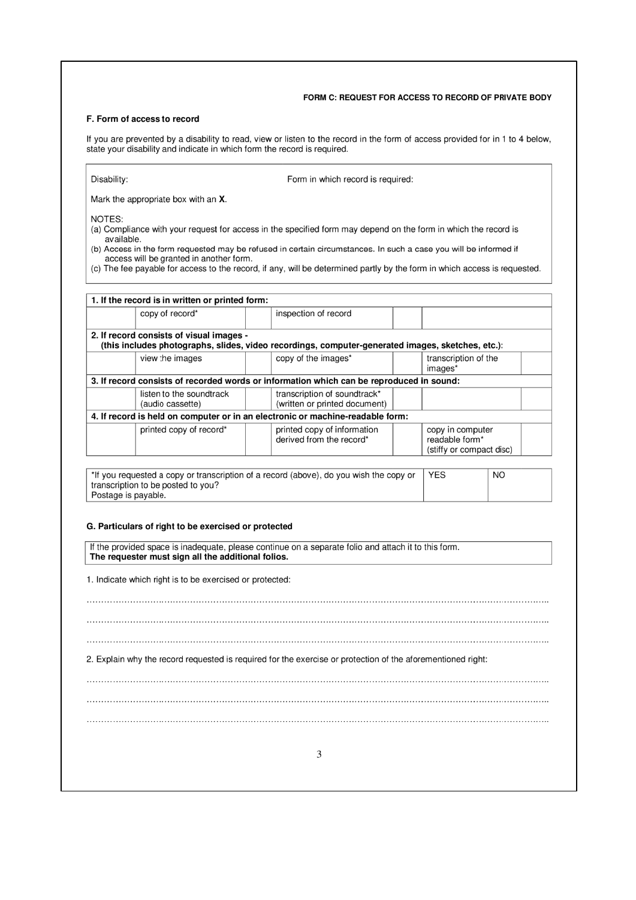**FORM C: REQUEST FOR ACCESS TO RECORD OF PRIVATE BODY**

**F. Form of access to record**

If you are prevented by a disability to read, view or listen to the record in the form of access provided for in 1 to 4 below, state your disability and indicate in which form the record is required.

| Disability: | Form in which record is required: |
|---|---|

Mark the appropriate box with an **X**.

NOTES:

(a) Compliance with your request for access in the specified form may depend on the form in which the record is available.
(b) Access in the form requested may be refused in certain circumstances. In such a case you will be informed if access will be granted in another form.
(c) The fee payable for access to the record, if any, will be determined partly by the form in which access is requested.

| | | | | | | |
|---|---|---|---|---|---|---|
| **1. If the record is in written or printed form:** | | | | | | |
| | copy of record* | | inspection of record | | | |
| **2. If record consists of visual images - (this includes photographs, slides, video recordings, computer-generated images, sketches, etc.):** | | | | | | |
| | view the images | | copy of the images* | | transcription of the images* | |
| **3. If record consists of recorded words or information which can be reproduced in sound:** | | | | | | |
| | listen to the soundtrack (audio cassette) | | transcription of soundtrack* (written or printed document) | | | |
| **4. If record is held on computer or in an electronic or machine-readable form:** | | | | | | |
| | printed copy of record* | | printed copy of information derived from the record* | | copy in computer readable form* (stiffy or compact disc) | |

| | | |
|---|---|---|
| *If you requested a copy or transcription of a record (above), do you wish the copy or transcription to be posted to you? Postage is payable. | YES | NO |

**G. Particulars of right to be exercised or protected**

If the provided space is inadequate, please continue on a separate folio and attach it to this form.
**The requester must sign all the additional folios.**

1. Indicate which right is to be exercised or protected:

…………………………………………………………………………………………………………………………………………

…………………………………………………………………………………………………………………………………………

…………………………………………………………………………………………………………………………………………

2. Explain why the record requested is required for the exercise or protection of the aforementioned right:

…………………………………………………………………………………………………………………………………………

…………………………………………………………………………………………………………………………………………

…………………………………………………………………………………………………………………………………………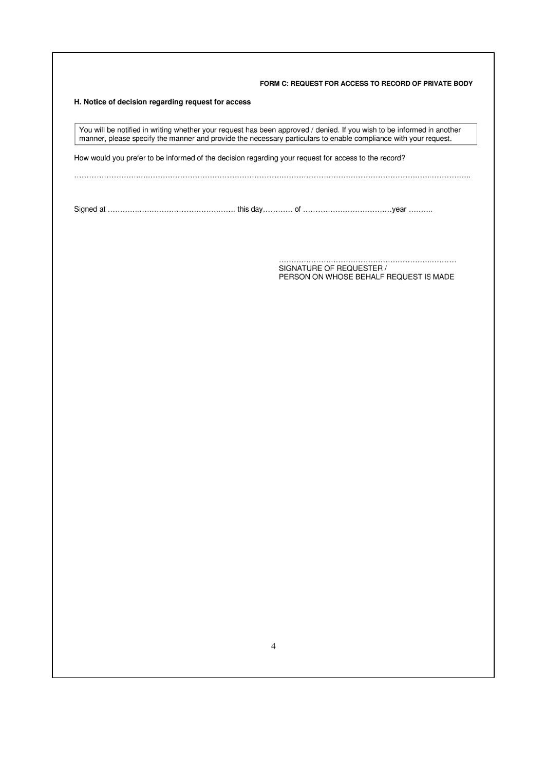**FORM C: REQUEST FOR ACCESS TO RECORD OF PRIVATE BODY**

**H. Notice of decision regarding request for access**

| You will be notified in writing whether your request has been approved / denied. If you wish to be informed in another manner, please specify the manner and provide the necessary particulars to enable compliance with your request. |
|---|

How would you prefer to be informed of the decision regarding your request for access to the record?

……………………………………………………………………………………………………………………………………………

Signed at ……………………………………………. this day………… of ………………………………year ……….

…………………………………………………………………
SIGNATURE OF REQUESTER /
PERSON ON WHOSE BEHALF REQUEST IS MADE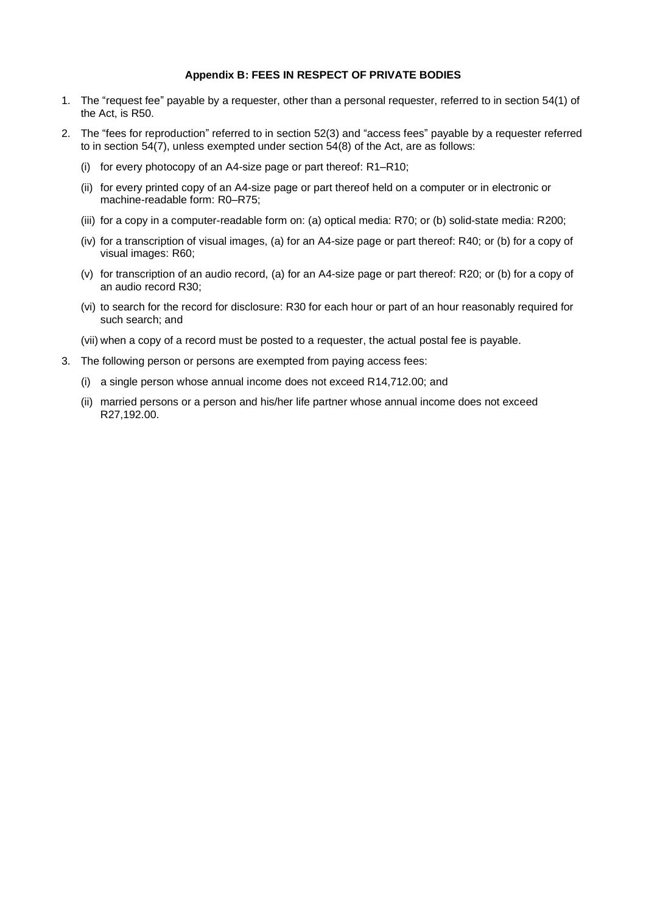### Appendix B: FEES IN RESPECT OF PRIVATE BODIES

1. The "request fee" payable by a requester, other than a personal requester, referred to in section 54(1) of the Act, is R50.
2. The "fees for reproduction" referred to in section 52(3) and "access fees" payable by a requester referred to in section 54(7), unless exempted under section 54(8) of the Act, are as follows:
   - (i) for every photocopy of an A4-size page or part thereof: R1–R10;
   - (ii) for every printed copy of an A4-size page or part thereof held on a computer or in electronic or machine-readable form: R0–R75;
   - (iii) for a copy in a computer-readable form on: (a) optical media: R70; or (b) solid-state media: R200;
   - (iv) for a transcription of visual images, (a) for an A4-size page or part thereof: R40; or (b) for a copy of visual images: R60;
   - (v) for transcription of an audio record, (a) for an A4-size page or part thereof: R20; or (b) for a copy of an audio record R30;
   - (vi) to search for the record for disclosure: R30 for each hour or part of an hour reasonably required for such search; and
   - (vii) when a copy of a record must be posted to a requester, the actual postal fee is payable.
3. The following person or persons are exempted from paying access fees:
   - (i) a single person whose annual income does not exceed R14,712.00; and
   - (ii) married persons or a person and his/her life partner whose annual income does not exceed R27,192.00.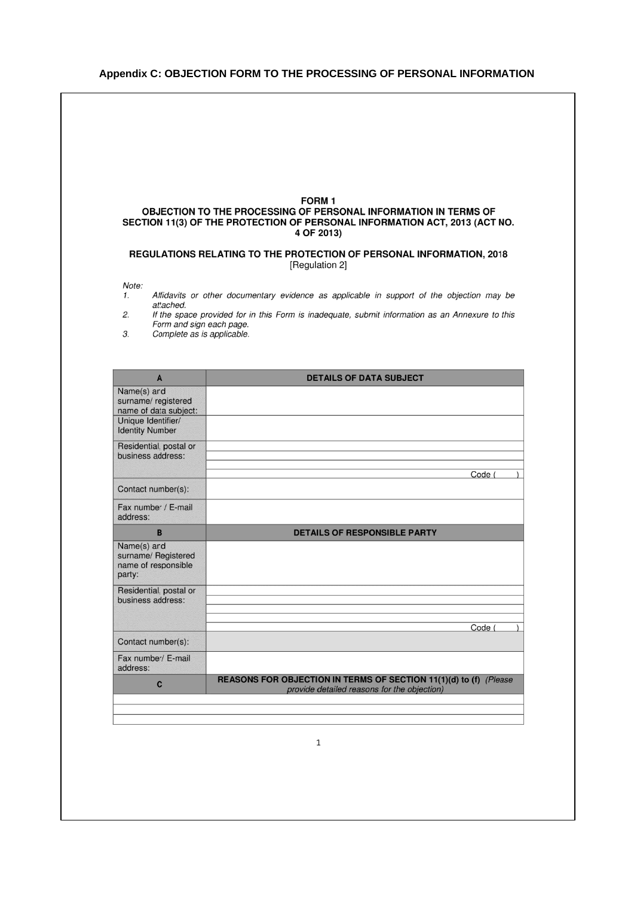## Appendix C: OBJECTION FORM TO THE PROCESSING OF PERSONAL INFORMATION

**FORM 1**
**OBJECTION TO THE PROCESSING OF PERSONAL INFORMATION IN TERMS OF SECTION 11(3) OF THE PROTECTION OF PERSONAL INFORMATION ACT, 2013 (ACT NO. 4 OF 2013)**

**REGULATIONS RELATING TO THE PROTECTION OF PERSONAL INFORMATION, 2018**
[Regulation 2]

*Note:*

1. *Affidavits or other documentary evidence as applicable in support of the objection may be attached.*
2. *If the space provided for in this Form is inadequate, submit information as an Annexure to this Form and sign each page.*
3. *Complete as is applicable.*

| A | DETAILS OF DATA SUBJECT |
|---|---|
| Name(s) and surname/ registered name of data subject: | |
| Unique Identifier/ Identity Number | |
| Residential, postal or business address: | <br><br><br>Code ( ) |
| Contact number(s): | |
| Fax number / E-mail address: | |
| **B** | **DETAILS OF RESPONSIBLE PARTY** |
| Name(s) and surname/ Registered name of responsible party: | |
| Residential, postal or business address: | <br><br><br>Code ( ) |
| Contact number(s): | |
| Fax number/ E-mail address: | |
| **C** | **REASONS FOR OBJECTION IN TERMS OF SECTION 11(1)(d) to (f)** *(Please provide detailed reasons for the objection)* |
| | |
| | |
| | |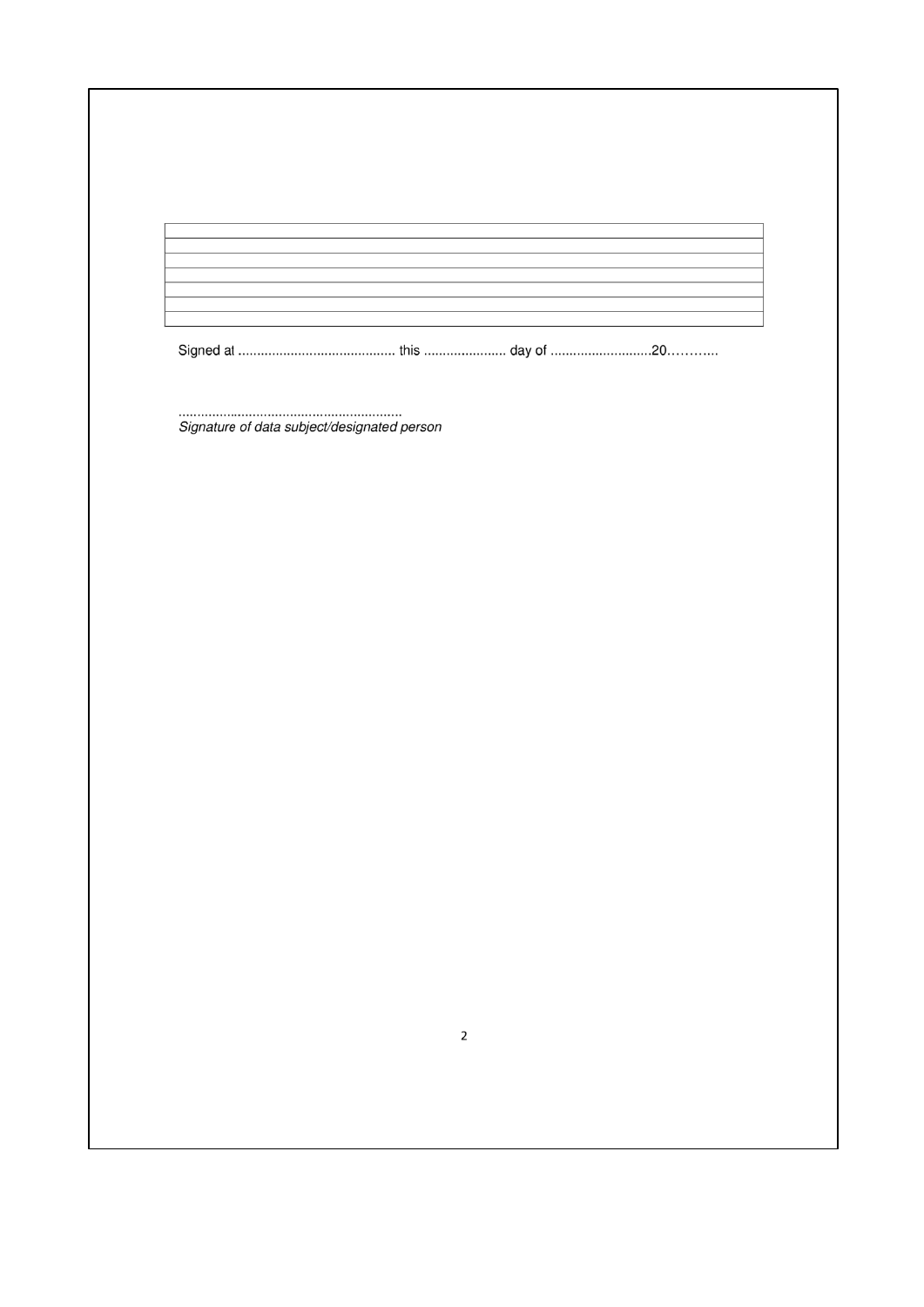| |
|---|
| |
| |
| |
| |
| |
| |

Signed at .......................................... this ...................... day of ...........................20………..

...........................................................
*Signature of data subject/designated person*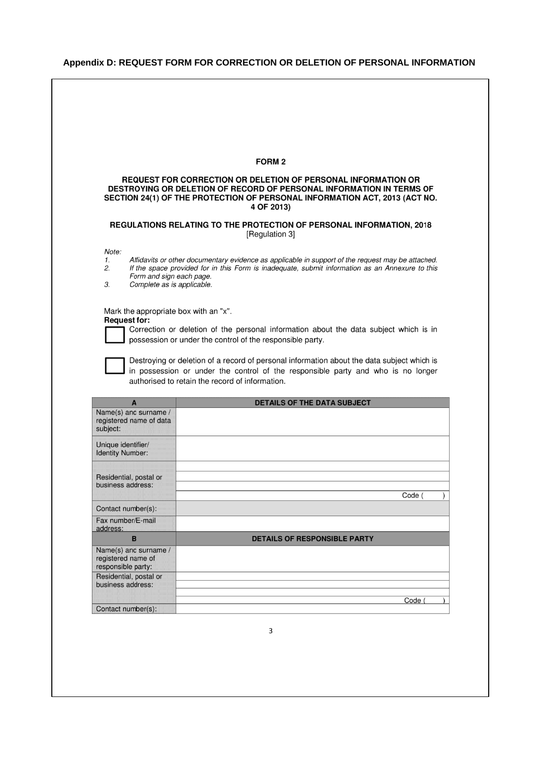**Appendix D: REQUEST FORM FOR CORRECTION OR DELETION OF PERSONAL INFORMATION**

**FORM 2**

**REQUEST FOR CORRECTION OR DELETION OF PERSONAL INFORMATION OR DESTROYING OR DELETION OF RECORD OF PERSONAL INFORMATION IN TERMS OF SECTION 24(1) OF THE PROTECTION OF PERSONAL INFORMATION ACT, 2013 (ACT NO. 4 OF 2013)**

**REGULATIONS RELATING TO THE PROTECTION OF PERSONAL INFORMATION, 2018**
[Regulation 3]

*Note:*
1. *Affidavits or other documentary evidence as applicable in support of the request may be attached.*
2. *If the space provided for in this Form is inadequate, submit information as an Annexure to this Form and sign each page.*
3. *Complete as is applicable.*

Mark the appropriate box with an "x".

**Request for:**

☐ Correction or deletion of the personal information about the data subject which is in possession or under the control of the responsible party.

☐ Destroying or deletion of a record of personal information about the data subject which is in possession or under the control of the responsible party and who is no longer authorised to retain the record of information.

| A | DETAILS OF THE DATA SUBJECT |
|---|---|
| Name(s) and surname / registered name of data subject: | |
| Unique identifier/ Identity Number: | |
| Residential, postal or business address: | |
| | |
| | |
| | Code ( ) |
| Contact number(s): | |
| Fax number/E-mail address: | |
| **B** | **DETAILS OF RESPONSIBLE PARTY** |
| Name(s) and surname / registered name of responsible party: | |
| Residential, postal or business address: | |
| | |
| | |
| | Code ( ) |
| Contact number(s): | |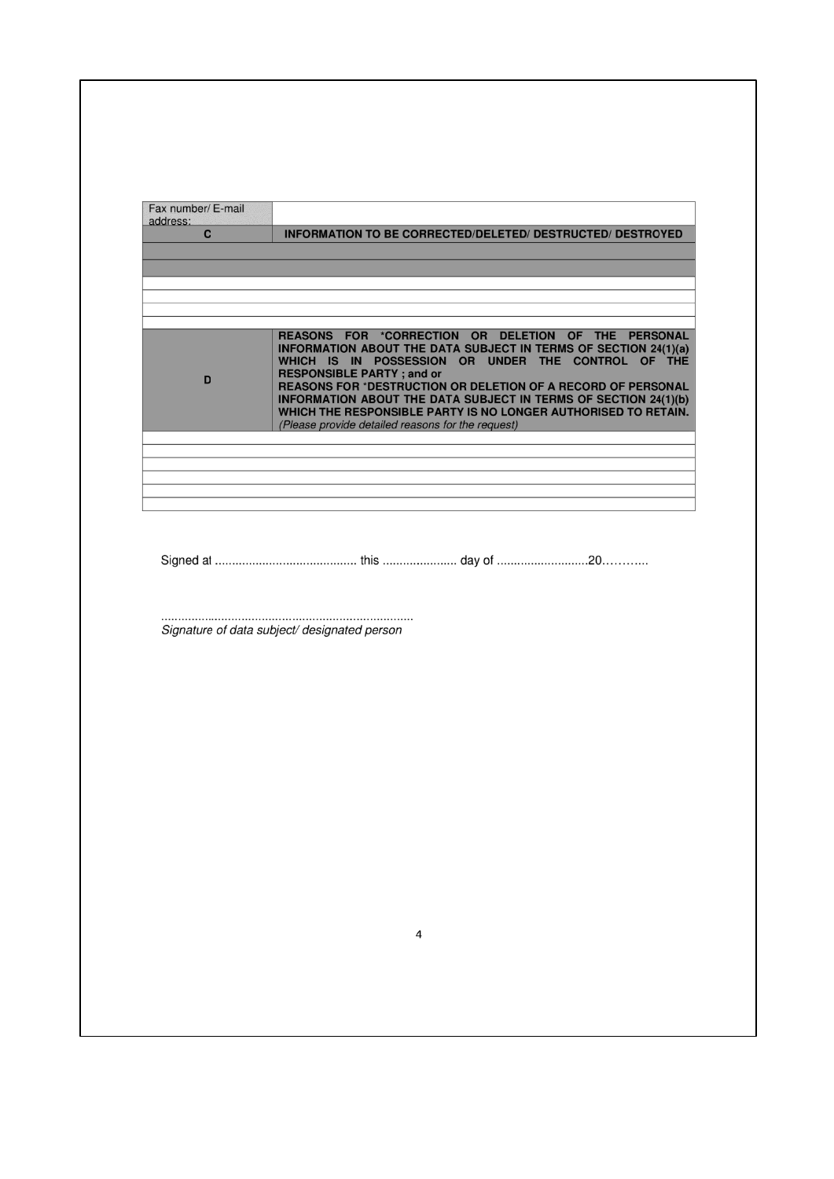| Fax number/ E-mail address: | |
|---|---|
| **C** | **INFORMATION TO BE CORRECTED/DELETED/ DESTRUCTED/ DESTROYED** |
| | |
| | |
| | |
| | |
| | |
| | |
| **D** | **REASONS FOR *CORRECTION OR DELETION OF THE PERSONAL INFORMATION ABOUT THE DATA SUBJECT IN TERMS OF SECTION 24(1)(a) WHICH IS IN POSSESSION OR UNDER THE CONTROL OF THE RESPONSIBLE PARTY ; and or**<br>**REASONS FOR *DESTRUCTION OR DELETION OF A RECORD OF PERSONAL INFORMATION ABOUT THE DATA SUBJECT IN TERMS OF SECTION 24(1)(b) WHICH THE RESPONSIBLE PARTY IS NO LONGER AUTHORISED TO RETAIN.**<br>*(Please provide detailed reasons for the request)* |
| | |
| | |
| | |
| | |
| | |
| | |

Signed at ........................................... this ...................... day of ...........................20………...

...........................................................................
*Signature of data subject/ designated person*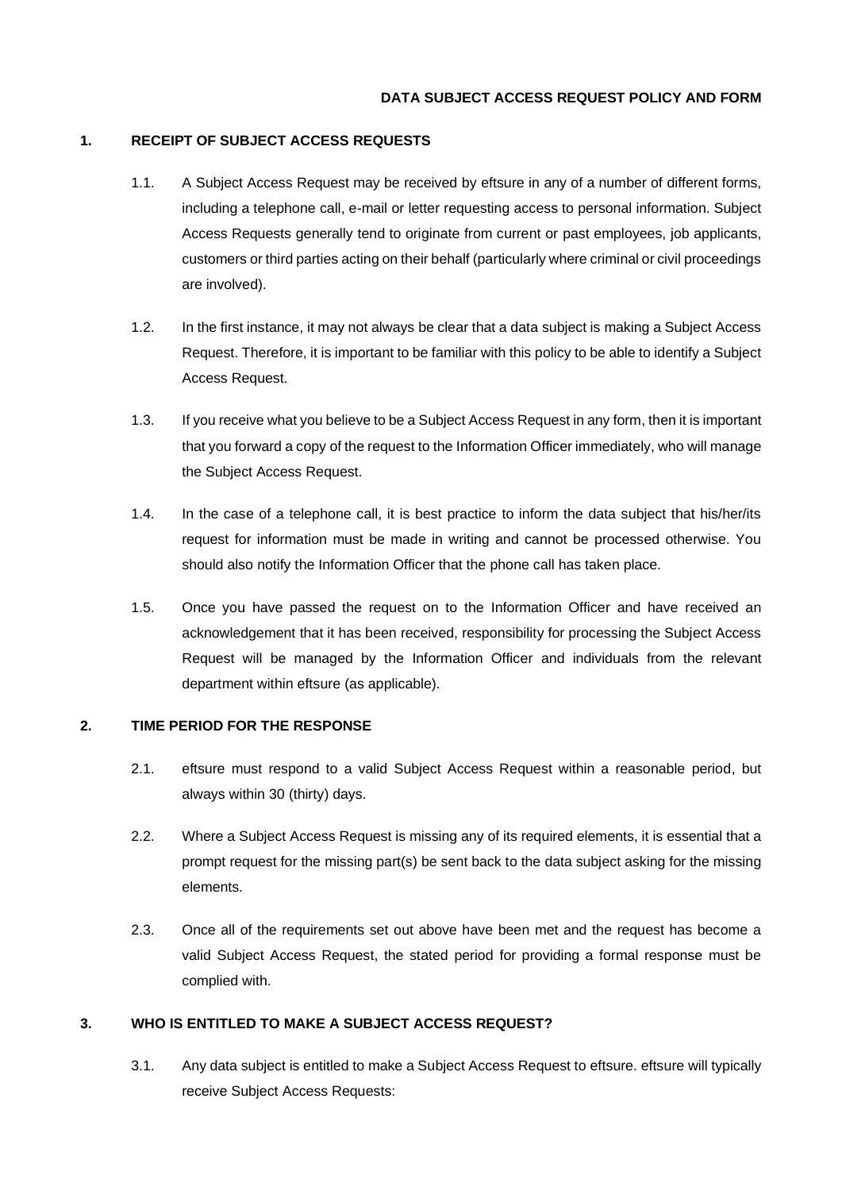**DATA SUBJECT ACCESS REQUEST POLICY AND FORM**

## 1. RECEIPT OF SUBJECT ACCESS REQUESTS

1.1. A Subject Access Request may be received by eftsure in any of a number of different forms, including a telephone call, e-mail or letter requesting access to personal information. Subject Access Requests generally tend to originate from current or past employees, job applicants, customers or third parties acting on their behalf (particularly where criminal or civil proceedings are involved).

1.2. In the first instance, it may not always be clear that a data subject is making a Subject Access Request. Therefore, it is important to be familiar with this policy to be able to identify a Subject Access Request.

1.3. If you receive what you believe to be a Subject Access Request in any form, then it is important that you forward a copy of the request to the Information Officer immediately, who will manage the Subject Access Request.

1.4. In the case of a telephone call, it is best practice to inform the data subject that his/her/its request for information must be made in writing and cannot be processed otherwise. You should also notify the Information Officer that the phone call has taken place.

1.5. Once you have passed the request on to the Information Officer and have received an acknowledgement that it has been received, responsibility for processing the Subject Access Request will be managed by the Information Officer and individuals from the relevant department within eftsure (as applicable).

## 2. TIME PERIOD FOR THE RESPONSE

2.1. eftsure must respond to a valid Subject Access Request within a reasonable period, but always within 30 (thirty) days.

2.2. Where a Subject Access Request is missing any of its required elements, it is essential that a prompt request for the missing part(s) be sent back to the data subject asking for the missing elements.

2.3. Once all of the requirements set out above have been met and the request has become a valid Subject Access Request, the stated period for providing a formal response must be complied with.

## 3. WHO IS ENTITLED TO MAKE A SUBJECT ACCESS REQUEST?

3.1. Any data subject is entitled to make a Subject Access Request to eftsure. eftsure will typically receive Subject Access Requests: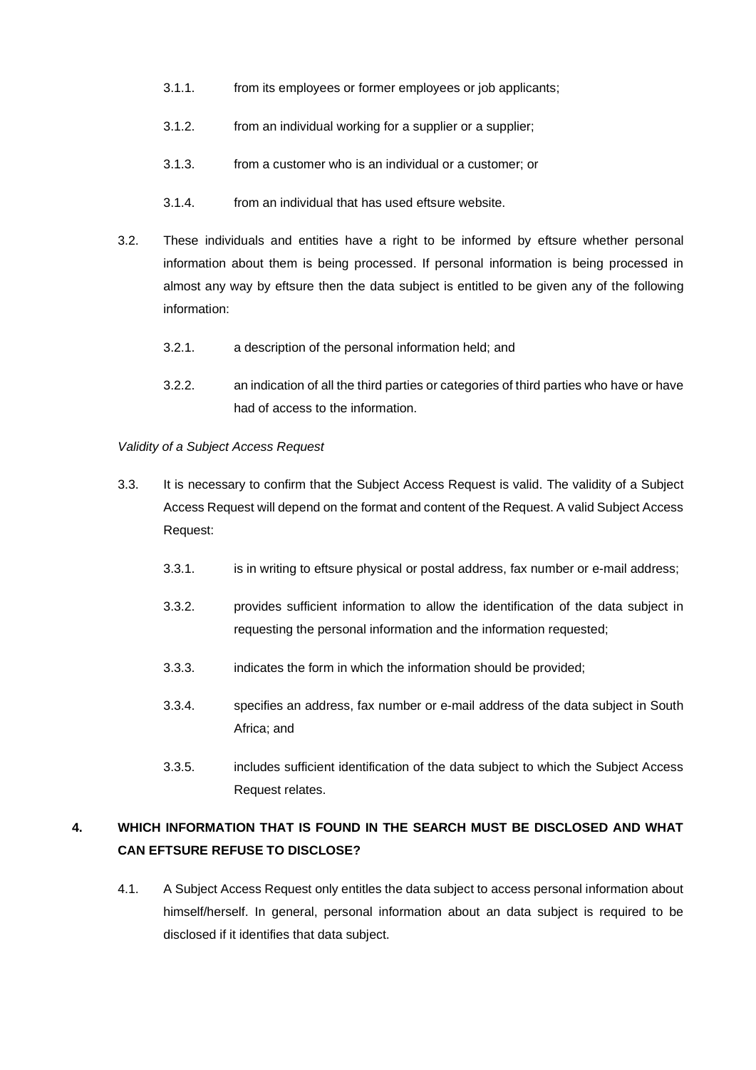3.1.1. from its employees or former employees or job applicants;

3.1.2. from an individual working for a supplier or a supplier;

3.1.3. from a customer who is an individual or a customer; or

3.1.4. from an individual that has used eftsure website.

3.2. These individuals and entities have a right to be informed by eftsure whether personal information about them is being processed. If personal information is being processed in almost any way by eftsure then the data subject is entitled to be given any of the following information:

3.2.1. a description of the personal information held; and

3.2.2. an indication of all the third parties or categories of third parties who have or have had of access to the information.

*Validity of a Subject Access Request*

3.3. It is necessary to confirm that the Subject Access Request is valid. The validity of a Subject Access Request will depend on the format and content of the Request. A valid Subject Access Request:

3.3.1. is in writing to eftsure physical or postal address, fax number or e-mail address;

3.3.2. provides sufficient information to allow the identification of the data subject in requesting the personal information and the information requested;

3.3.3. indicates the form in which the information should be provided;

3.3.4. specifies an address, fax number or e-mail address of the data subject in South Africa; and

3.3.5. includes sufficient identification of the data subject to which the Subject Access Request relates.

## 4. WHICH INFORMATION THAT IS FOUND IN THE SEARCH MUST BE DISCLOSED AND WHAT CAN EFTSURE REFUSE TO DISCLOSE?

4.1. A Subject Access Request only entitles the data subject to access personal information about himself/herself. In general, personal information about an data subject is required to be disclosed if it identifies that data subject.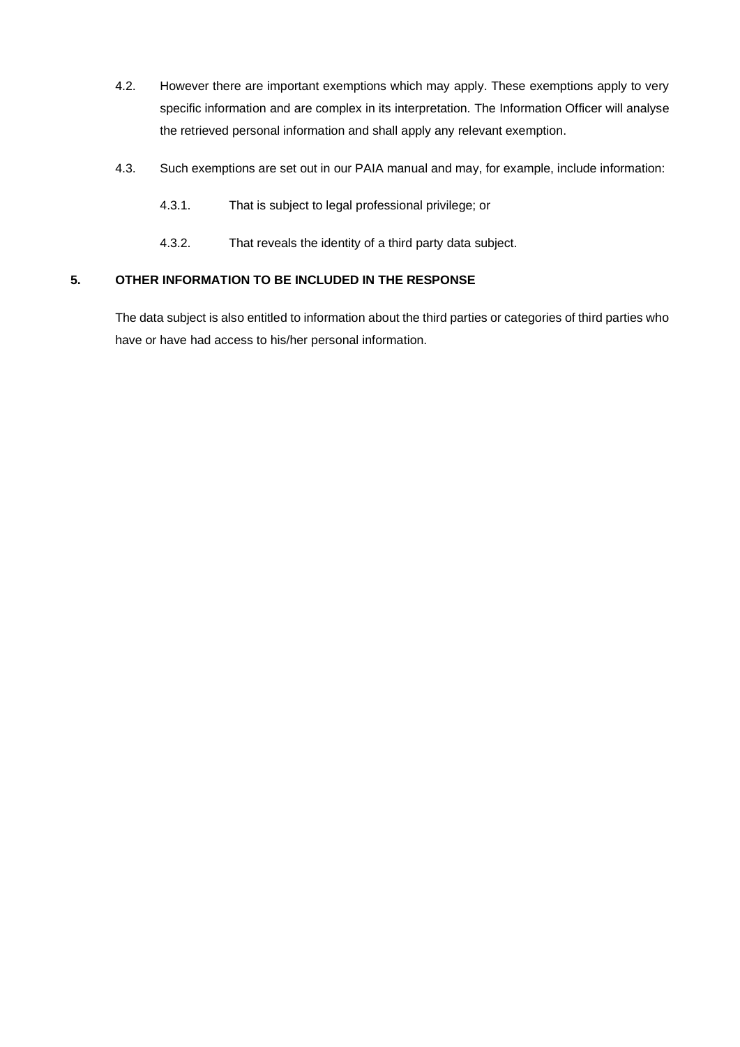4.2. However there are important exemptions which may apply. These exemptions apply to very specific information and are complex in its interpretation. The Information Officer will analyse the retrieved personal information and shall apply any relevant exemption.

4.3. Such exemptions are set out in our PAIA manual and may, for example, include information:

4.3.1. That is subject to legal professional privilege; or

4.3.2. That reveals the identity of a third party data subject.

## 5. OTHER INFORMATION TO BE INCLUDED IN THE RESPONSE

The data subject is also entitled to information about the third parties or categories of third parties who have or have had access to his/her personal information.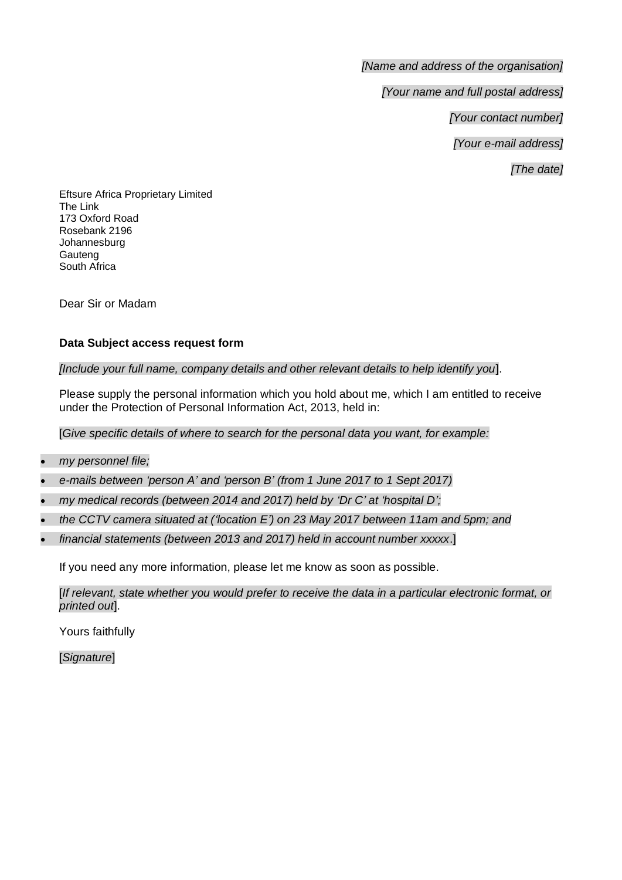*[Name and address of the organisation]*

*[Your name and full postal address]*

*[Your contact number]*

*[Your e-mail address]*

*[The date]*

Eftsure Africa Proprietary Limited
The Link
173 Oxford Road
Rosebank 2196
Johannesburg
Gauteng
South Africa

Dear Sir or Madam

**Data Subject access request form**

*[Include your full name, company details and other relevant details to help identify you*].

Please supply the personal information which you hold about me, which I am entitled to receive under the Protection of Personal Information Act, 2013, held in:

[*Give specific details of where to search for the personal data you want, for example:*

- *my personnel file;*
- *e-mails between 'person A' and 'person B' (from 1 June 2017 to 1 Sept 2017)*
- *my medical records (between 2014 and 2017) held by 'Dr C' at 'hospital D';*
- *the CCTV camera situated at ('location E') on 23 May 2017 between 11am and 5pm; and*
- *financial statements (between 2013 and 2017) held in account number xxxxx*.]

If you need any more information, please let me know as soon as possible.

[*If relevant, state whether you would prefer to receive the data in a particular electronic format, or printed out*].

Yours faithfully

[*Signature*]